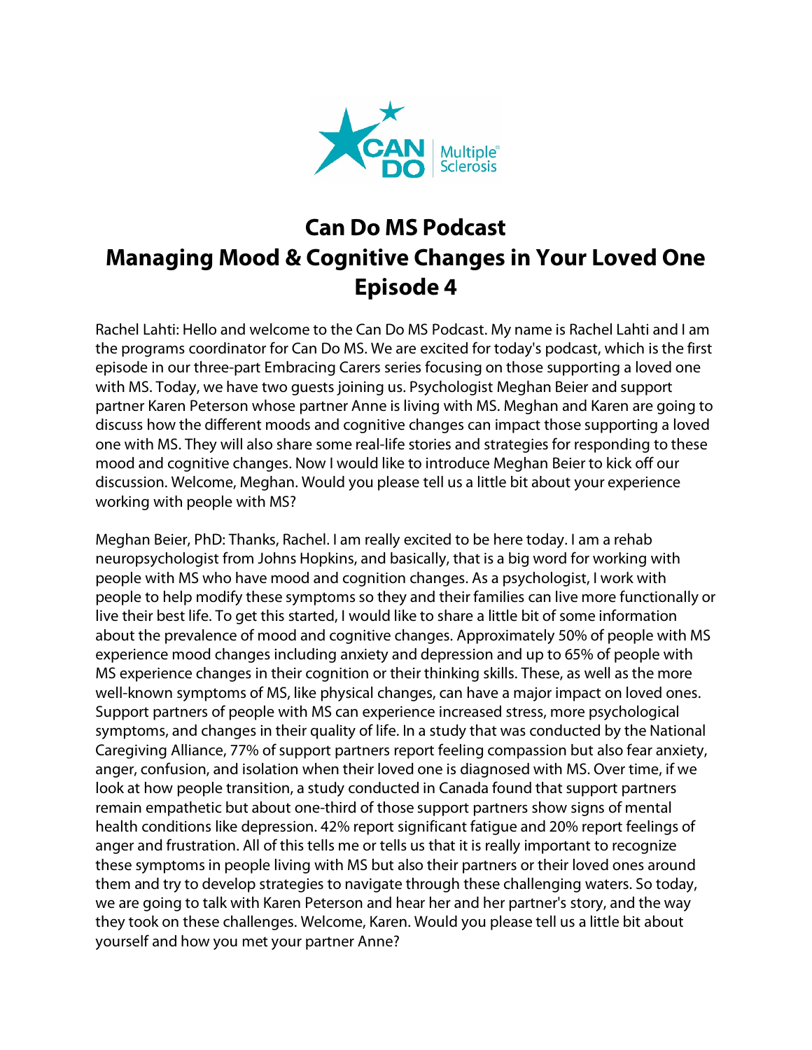# Can Do MS Podcast
# Managing Mood & Cognitive Changes in Your Loved One
# Episode 4

Rachel Lahti: Hello and welcome to the Can Do MS Podcast. My name is Rachel Lahti and I am the programs coordinator for Can Do MS. We are excited for today's podcast, which is the first episode in our three-part Embracing Carers series focusing on those supporting a loved one with MS. Today, we have two guests joining us. Psychologist Meghan Beier and support partner Karen Peterson whose partner Anne is living with MS. Meghan and Karen are going to discuss how the different moods and cognitive changes can impact those supporting a loved one with MS. They will also share some real-life stories and strategies for responding to these mood and cognitive changes. Now I would like to introduce Meghan Beier to kick off our discussion. Welcome, Meghan. Would you please tell us a little bit about your experience working with people with MS?

Meghan Beier, PhD: Thanks, Rachel. I am really excited to be here today. I am a rehab neuropsychologist from Johns Hopkins, and basically, that is a big word for working with people with MS who have mood and cognition changes. As a psychologist, I work with people to help modify these symptoms so they and their families can live more functionally or live their best life. To get this started, I would like to share a little bit of some information about the prevalence of mood and cognitive changes. Approximately 50% of people with MS experience mood changes including anxiety and depression and up to 65% of people with MS experience changes in their cognition or their thinking skills. These, as well as the more well-known symptoms of MS, like physical changes, can have a major impact on loved ones. Support partners of people with MS can experience increased stress, more psychological symptoms, and changes in their quality of life. In a study that was conducted by the National Caregiving Alliance, 77% of support partners report feeling compassion but also fear anxiety, anger, confusion, and isolation when their loved one is diagnosed with MS. Over time, if we look at how people transition, a study conducted in Canada found that support partners remain empathetic but about one-third of those support partners show signs of mental health conditions like depression. 42% report significant fatigue and 20% report feelings of anger and frustration. All of this tells me or tells us that it is really important to recognize these symptoms in people living with MS but also their partners or their loved ones around them and try to develop strategies to navigate through these challenging waters. So today, we are going to talk with Karen Peterson and hear her and her partner's story, and the way they took on these challenges. Welcome, Karen. Would you please tell us a little bit about yourself and how you met your partner Anne?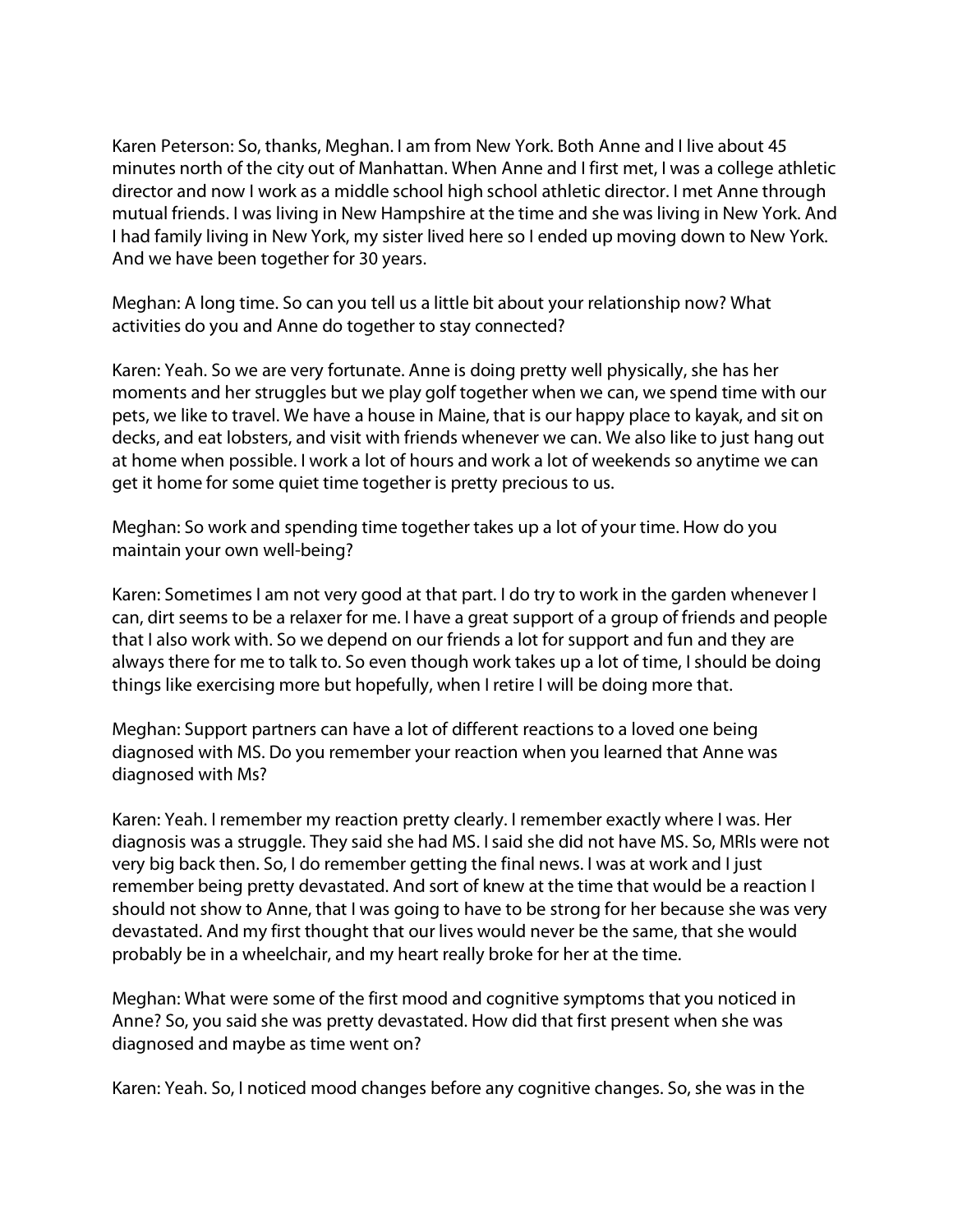Karen Peterson: So, thanks, Meghan. I am from New York. Both Anne and I live about 45 minutes north of the city out of Manhattan. When Anne and I first met, I was a college athletic director and now I work as a middle school high school athletic director. I met Anne through mutual friends. I was living in New Hampshire at the time and she was living in New York. And I had family living in New York, my sister lived here so I ended up moving down to New York. And we have been together for 30 years.

Meghan: A long time. So can you tell us a little bit about your relationship now? What activities do you and Anne do together to stay connected?

Karen: Yeah. So we are very fortunate. Anne is doing pretty well physically, she has her moments and her struggles but we play golf together when we can, we spend time with our pets, we like to travel. We have a house in Maine, that is our happy place to kayak, and sit on decks, and eat lobsters, and visit with friends whenever we can. We also like to just hang out at home when possible. I work a lot of hours and work a lot of weekends so anytime we can get it home for some quiet time together is pretty precious to us.

Meghan: So work and spending time together takes up a lot of your time. How do you maintain your own well-being?

Karen: Sometimes I am not very good at that part. I do try to work in the garden whenever I can, dirt seems to be a relaxer for me. I have a great support of a group of friends and people that I also work with. So we depend on our friends a lot for support and fun and they are always there for me to talk to. So even though work takes up a lot of time, I should be doing things like exercising more but hopefully, when I retire I will be doing more that.

Meghan: Support partners can have a lot of different reactions to a loved one being diagnosed with MS. Do you remember your reaction when you learned that Anne was diagnosed with Ms?

Karen: Yeah. I remember my reaction pretty clearly. I remember exactly where I was. Her diagnosis was a struggle. They said she had MS. I said she did not have MS. So, MRIs were not very big back then. So, I do remember getting the final news. I was at work and I just remember being pretty devastated. And sort of knew at the time that would be a reaction I should not show to Anne, that I was going to have to be strong for her because she was very devastated. And my first thought that our lives would never be the same, that she would probably be in a wheelchair, and my heart really broke for her at the time.

Meghan: What were some of the first mood and cognitive symptoms that you noticed in Anne? So, you said she was pretty devastated. How did that first present when she was diagnosed and maybe as time went on?

Karen: Yeah. So, I noticed mood changes before any cognitive changes. So, she was in the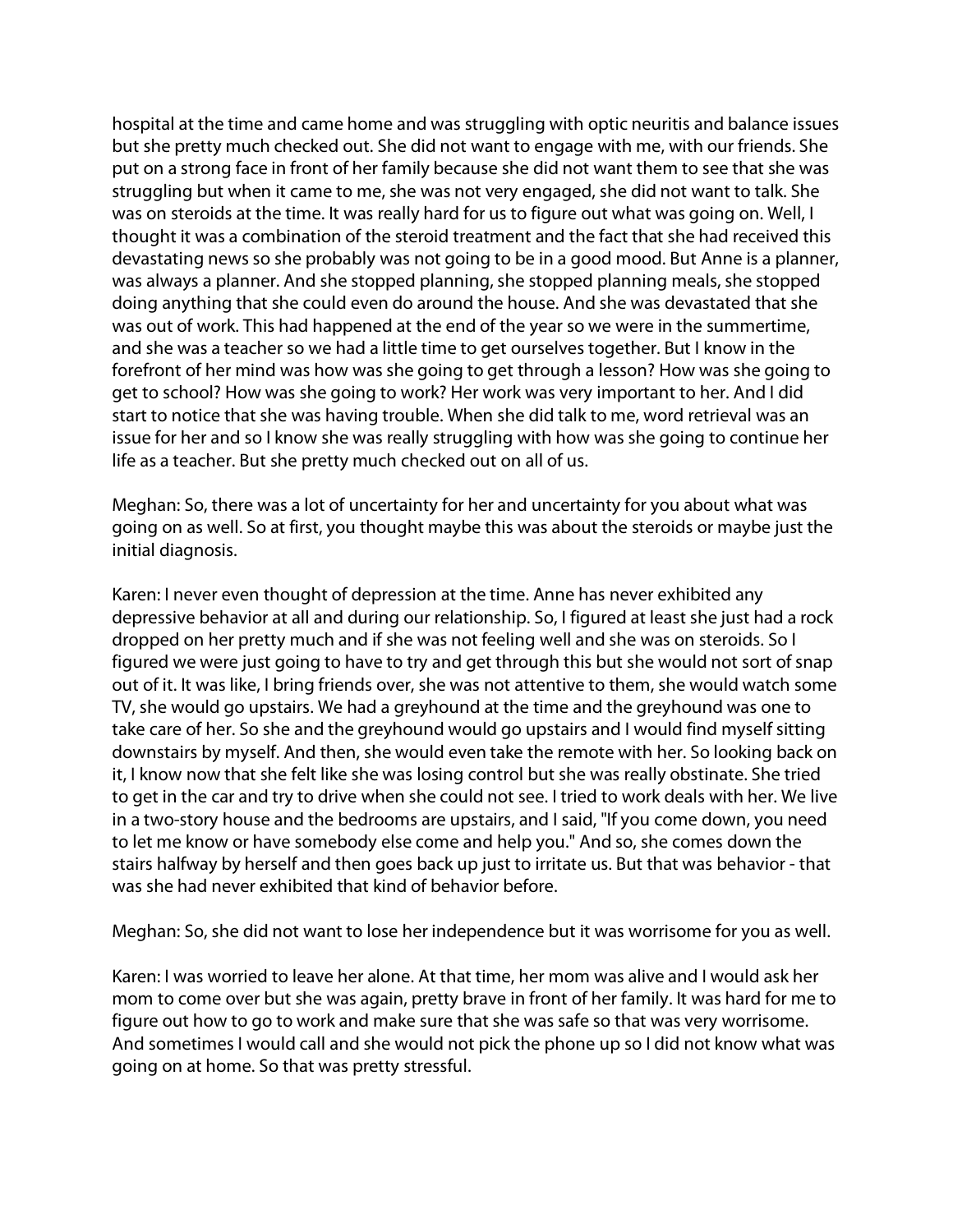hospital at the time and came home and was struggling with optic neuritis and balance issues but she pretty much checked out. She did not want to engage with me, with our friends. She put on a strong face in front of her family because she did not want them to see that she was struggling but when it came to me, she was not very engaged, she did not want to talk. She was on steroids at the time. It was really hard for us to figure out what was going on. Well, I thought it was a combination of the steroid treatment and the fact that she had received this devastating news so she probably was not going to be in a good mood. But Anne is a planner, was always a planner. And she stopped planning, she stopped planning meals, she stopped doing anything that she could even do around the house. And she was devastated that she was out of work. This had happened at the end of the year so we were in the summertime, and she was a teacher so we had a little time to get ourselves together. But I know in the forefront of her mind was how was she going to get through a lesson? How was she going to get to school? How was she going to work? Her work was very important to her. And I did start to notice that she was having trouble. When she did talk to me, word retrieval was an issue for her and so I know she was really struggling with how was she going to continue her life as a teacher. But she pretty much checked out on all of us.

Meghan: So, there was a lot of uncertainty for her and uncertainty for you about what was going on as well. So at first, you thought maybe this was about the steroids or maybe just the initial diagnosis.

Karen: I never even thought of depression at the time. Anne has never exhibited any depressive behavior at all and during our relationship. So, I figured at least she just had a rock dropped on her pretty much and if she was not feeling well and she was on steroids. So I figured we were just going to have to try and get through this but she would not sort of snap out of it. It was like, I bring friends over, she was not attentive to them, she would watch some TV, she would go upstairs. We had a greyhound at the time and the greyhound was one to take care of her. So she and the greyhound would go upstairs and I would find myself sitting downstairs by myself. And then, she would even take the remote with her. So looking back on it, I know now that she felt like she was losing control but she was really obstinate. She tried to get in the car and try to drive when she could not see. I tried to work deals with her. We live in a two-story house and the bedrooms are upstairs, and I said, "If you come down, you need to let me know or have somebody else come and help you." And so, she comes down the stairs halfway by herself and then goes back up just to irritate us. But that was behavior - that was she had never exhibited that kind of behavior before.

Meghan: So, she did not want to lose her independence but it was worrisome for you as well.

Karen: I was worried to leave her alone. At that time, her mom was alive and I would ask her mom to come over but she was again, pretty brave in front of her family. It was hard for me to figure out how to go to work and make sure that she was safe so that was very worrisome. And sometimes I would call and she would not pick the phone up so I did not know what was going on at home. So that was pretty stressful.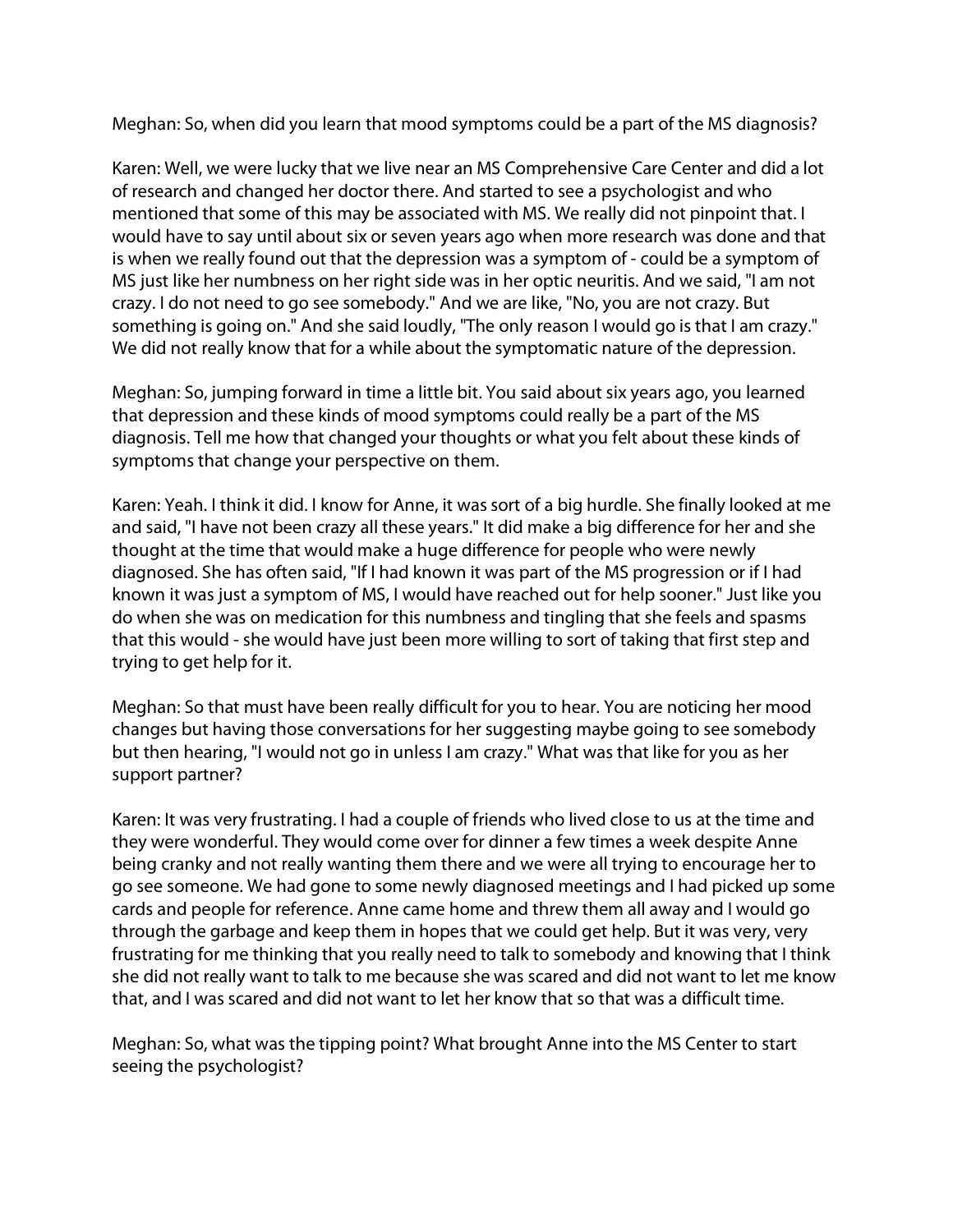Meghan: So, when did you learn that mood symptoms could be a part of the MS diagnosis?

Karen: Well, we were lucky that we live near an MS Comprehensive Care Center and did a lot of research and changed her doctor there. And started to see a psychologist and who mentioned that some of this may be associated with MS. We really did not pinpoint that. I would have to say until about six or seven years ago when more research was done and that is when we really found out that the depression was a symptom of - could be a symptom of MS just like her numbness on her right side was in her optic neuritis. And we said, "I am not crazy. I do not need to go see somebody." And we are like, "No, you are not crazy. But something is going on." And she said loudly, "The only reason I would go is that I am crazy." We did not really know that for a while about the symptomatic nature of the depression.

Meghan: So, jumping forward in time a little bit. You said about six years ago, you learned that depression and these kinds of mood symptoms could really be a part of the MS diagnosis. Tell me how that changed your thoughts or what you felt about these kinds of symptoms that change your perspective on them.

Karen: Yeah. I think it did. I know for Anne, it was sort of a big hurdle. She finally looked at me and said, "I have not been crazy all these years." It did make a big difference for her and she thought at the time that would make a huge difference for people who were newly diagnosed. She has often said, "If I had known it was part of the MS progression or if I had known it was just a symptom of MS, I would have reached out for help sooner." Just like you do when she was on medication for this numbness and tingling that she feels and spasms that this would - she would have just been more willing to sort of taking that first step and trying to get help for it.

Meghan: So that must have been really difficult for you to hear. You are noticing her mood changes but having those conversations for her suggesting maybe going to see somebody but then hearing, "I would not go in unless I am crazy." What was that like for you as her support partner?

Karen: It was very frustrating. I had a couple of friends who lived close to us at the time and they were wonderful. They would come over for dinner a few times a week despite Anne being cranky and not really wanting them there and we were all trying to encourage her to go see someone. We had gone to some newly diagnosed meetings and I had picked up some cards and people for reference. Anne came home and threw them all away and I would go through the garbage and keep them in hopes that we could get help. But it was very, very frustrating for me thinking that you really need to talk to somebody and knowing that I think she did not really want to talk to me because she was scared and did not want to let me know that, and I was scared and did not want to let her know that so that was a difficult time.

Meghan: So, what was the tipping point? What brought Anne into the MS Center to start seeing the psychologist?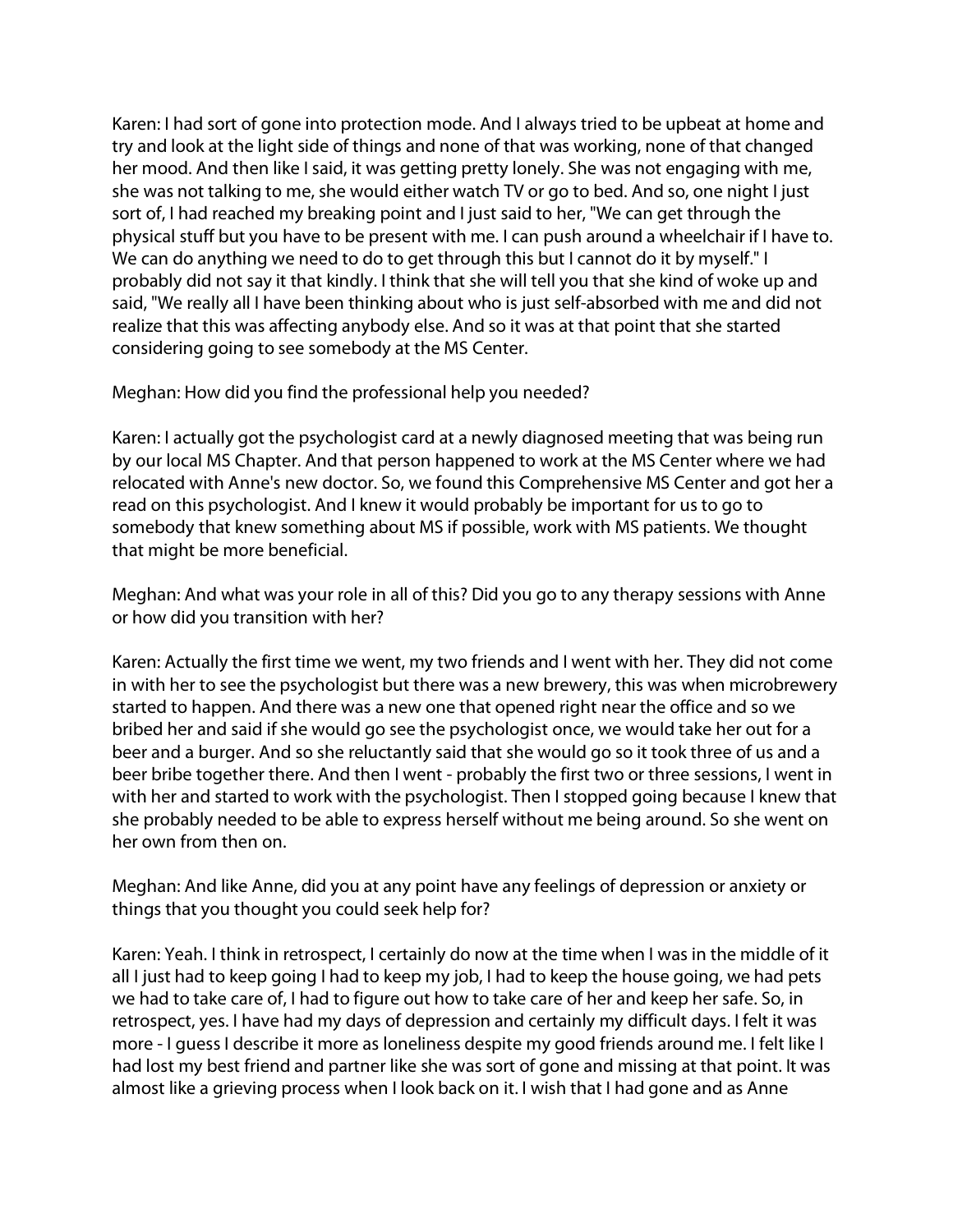Karen: I had sort of gone into protection mode. And I always tried to be upbeat at home and try and look at the light side of things and none of that was working, none of that changed her mood. And then like I said, it was getting pretty lonely. She was not engaging with me, she was not talking to me, she would either watch TV or go to bed. And so, one night I just sort of, I had reached my breaking point and I just said to her, "We can get through the physical stuff but you have to be present with me. I can push around a wheelchair if I have to. We can do anything we need to do to get through this but I cannot do it by myself." I probably did not say it that kindly. I think that she will tell you that she kind of woke up and said, "We really all I have been thinking about who is just self-absorbed with me and did not realize that this was affecting anybody else. And so it was at that point that she started considering going to see somebody at the MS Center.

Meghan: How did you find the professional help you needed?

Karen: I actually got the psychologist card at a newly diagnosed meeting that was being run by our local MS Chapter. And that person happened to work at the MS Center where we had relocated with Anne's new doctor. So, we found this Comprehensive MS Center and got her a read on this psychologist. And I knew it would probably be important for us to go to somebody that knew something about MS if possible, work with MS patients. We thought that might be more beneficial.

Meghan: And what was your role in all of this? Did you go to any therapy sessions with Anne or how did you transition with her?

Karen: Actually the first time we went, my two friends and I went with her. They did not come in with her to see the psychologist but there was a new brewery, this was when microbrewery started to happen. And there was a new one that opened right near the office and so we bribed her and said if she would go see the psychologist once, we would take her out for a beer and a burger. And so she reluctantly said that she would go so it took three of us and a beer bribe together there. And then I went - probably the first two or three sessions, I went in with her and started to work with the psychologist. Then I stopped going because I knew that she probably needed to be able to express herself without me being around. So she went on her own from then on.

Meghan: And like Anne, did you at any point have any feelings of depression or anxiety or things that you thought you could seek help for?

Karen: Yeah. I think in retrospect, I certainly do now at the time when I was in the middle of it all I just had to keep going I had to keep my job, I had to keep the house going, we had pets we had to take care of, I had to figure out how to take care of her and keep her safe. So, in retrospect, yes. I have had my days of depression and certainly my difficult days. I felt it was more - I guess I describe it more as loneliness despite my good friends around me. I felt like I had lost my best friend and partner like she was sort of gone and missing at that point. It was almost like a grieving process when I look back on it. I wish that I had gone and as Anne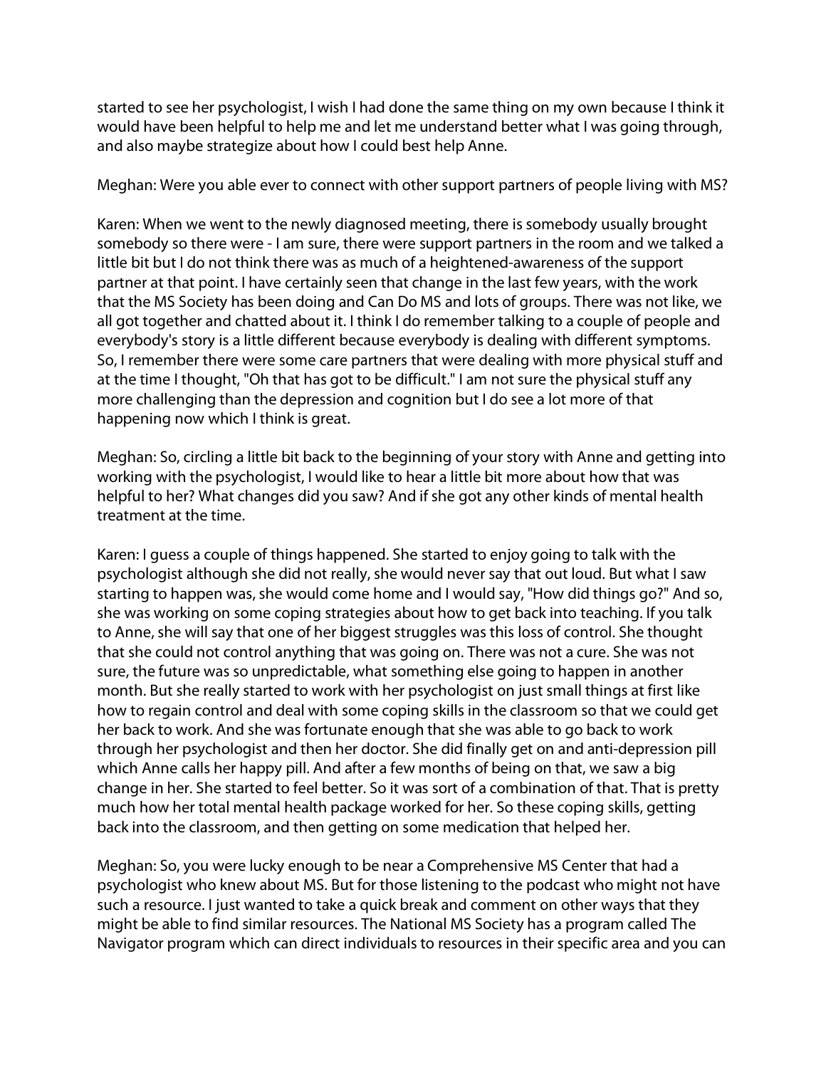started to see her psychologist, I wish I had done the same thing on my own because I think it would have been helpful to help me and let me understand better what I was going through, and also maybe strategize about how I could best help Anne.

Meghan: Were you able ever to connect with other support partners of people living with MS?

Karen: When we went to the newly diagnosed meeting, there is somebody usually brought somebody so there were - I am sure, there were support partners in the room and we talked a little bit but I do not think there was as much of a heightened-awareness of the support partner at that point. I have certainly seen that change in the last few years, with the work that the MS Society has been doing and Can Do MS and lots of groups. There was not like, we all got together and chatted about it. I think I do remember talking to a couple of people and everybody's story is a little different because everybody is dealing with different symptoms. So, I remember there were some care partners that were dealing with more physical stuff and at the time I thought, "Oh that has got to be difficult." I am not sure the physical stuff any more challenging than the depression and cognition but I do see a lot more of that happening now which I think is great.

Meghan: So, circling a little bit back to the beginning of your story with Anne and getting into working with the psychologist, I would like to hear a little bit more about how that was helpful to her? What changes did you saw? And if she got any other kinds of mental health treatment at the time.

Karen: I guess a couple of things happened. She started to enjoy going to talk with the psychologist although she did not really, she would never say that out loud. But what I saw starting to happen was, she would come home and I would say, "How did things go?" And so, she was working on some coping strategies about how to get back into teaching. If you talk to Anne, she will say that one of her biggest struggles was this loss of control. She thought that she could not control anything that was going on. There was not a cure. She was not sure, the future was so unpredictable, what something else going to happen in another month. But she really started to work with her psychologist on just small things at first like how to regain control and deal with some coping skills in the classroom so that we could get her back to work. And she was fortunate enough that she was able to go back to work through her psychologist and then her doctor. She did finally get on and anti-depression pill which Anne calls her happy pill. And after a few months of being on that, we saw a big change in her. She started to feel better. So it was sort of a combination of that. That is pretty much how her total mental health package worked for her. So these coping skills, getting back into the classroom, and then getting on some medication that helped her.

Meghan: So, you were lucky enough to be near a Comprehensive MS Center that had a psychologist who knew about MS. But for those listening to the podcast who might not have such a resource. I just wanted to take a quick break and comment on other ways that they might be able to find similar resources. The National MS Society has a program called The Navigator program which can direct individuals to resources in their specific area and you can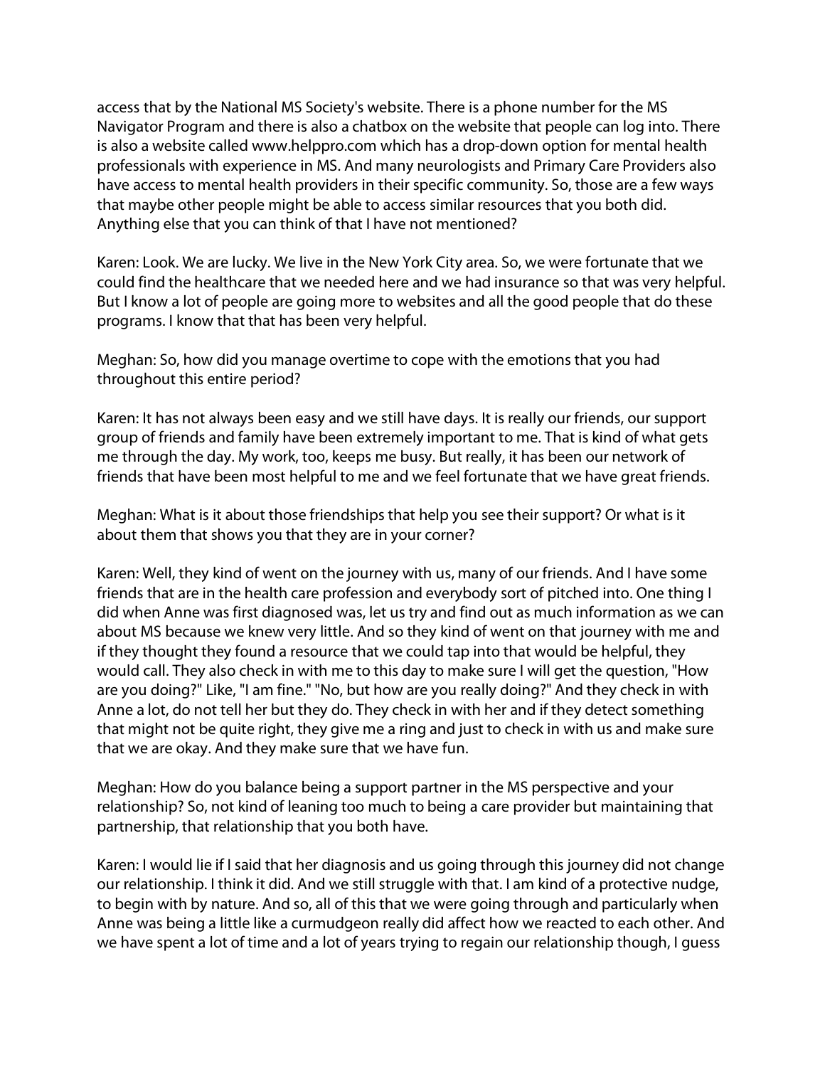access that by the National MS Society's website. There is a phone number for the MS Navigator Program and there is also a chatbox on the website that people can log into. There is also a website called www.helppro.com which has a drop-down option for mental health professionals with experience in MS. And many neurologists and Primary Care Providers also have access to mental health providers in their specific community. So, those are a few ways that maybe other people might be able to access similar resources that you both did. Anything else that you can think of that I have not mentioned?

Karen: Look. We are lucky. We live in the New York City area. So, we were fortunate that we could find the healthcare that we needed here and we had insurance so that was very helpful. But I know a lot of people are going more to websites and all the good people that do these programs. I know that that has been very helpful.

Meghan: So, how did you manage overtime to cope with the emotions that you had throughout this entire period?

Karen: It has not always been easy and we still have days. It is really our friends, our support group of friends and family have been extremely important to me. That is kind of what gets me through the day. My work, too, keeps me busy. But really, it has been our network of friends that have been most helpful to me and we feel fortunate that we have great friends.

Meghan: What is it about those friendships that help you see their support? Or what is it about them that shows you that they are in your corner?

Karen: Well, they kind of went on the journey with us, many of our friends. And I have some friends that are in the health care profession and everybody sort of pitched into. One thing I did when Anne was first diagnosed was, let us try and find out as much information as we can about MS because we knew very little. And so they kind of went on that journey with me and if they thought they found a resource that we could tap into that would be helpful, they would call. They also check in with me to this day to make sure I will get the question, "How are you doing?" Like, "I am fine." "No, but how are you really doing?" And they check in with Anne a lot, do not tell her but they do. They check in with her and if they detect something that might not be quite right, they give me a ring and just to check in with us and make sure that we are okay. And they make sure that we have fun.

Meghan: How do you balance being a support partner in the MS perspective and your relationship? So, not kind of leaning too much to being a care provider but maintaining that partnership, that relationship that you both have.

Karen: I would lie if I said that her diagnosis and us going through this journey did not change our relationship. I think it did. And we still struggle with that. I am kind of a protective nudge, to begin with by nature. And so, all of this that we were going through and particularly when Anne was being a little like a curmudgeon really did affect how we reacted to each other. And we have spent a lot of time and a lot of years trying to regain our relationship though, I guess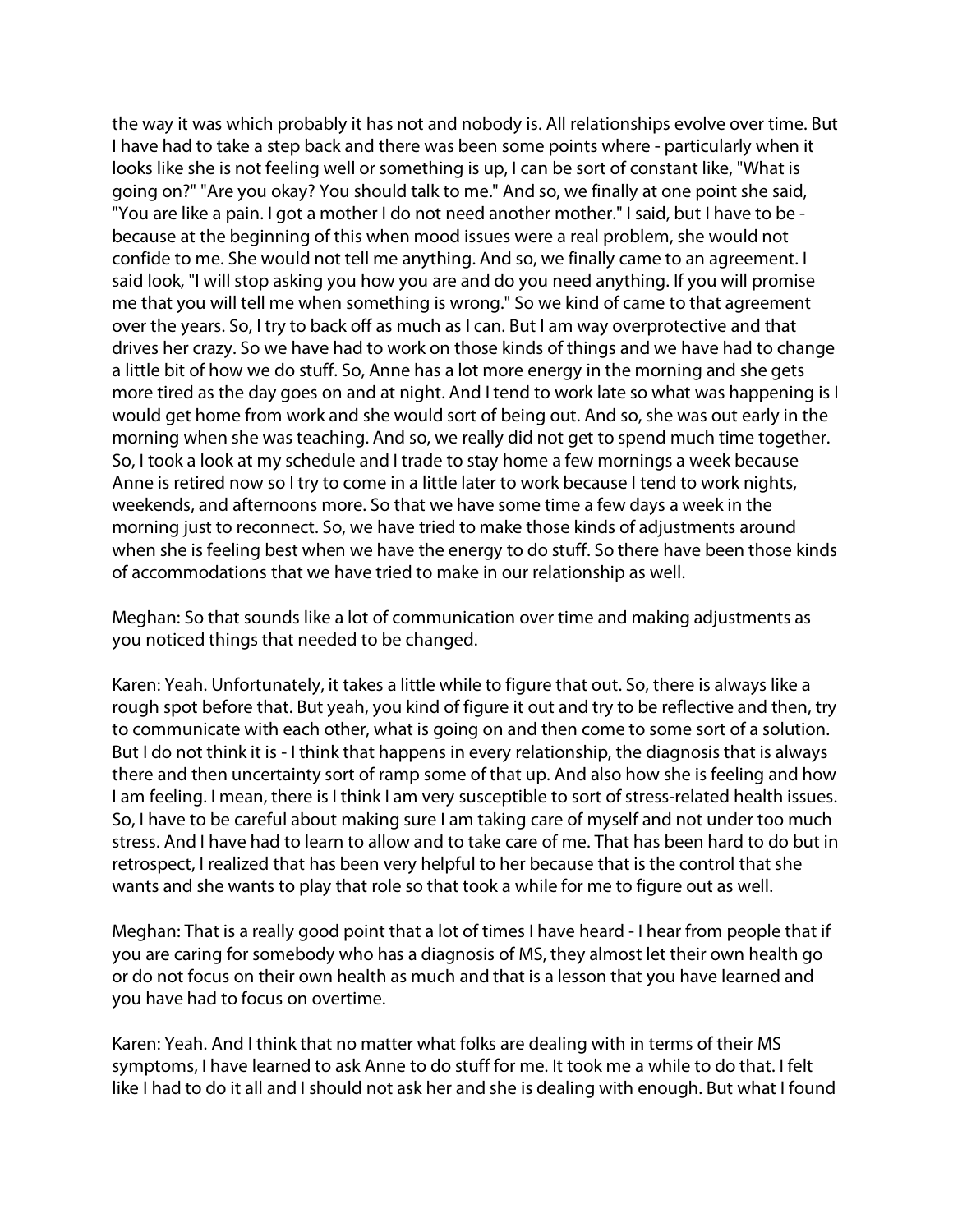the way it was which probably it has not and nobody is. All relationships evolve over time. But I have had to take a step back and there was been some points where - particularly when it looks like she is not feeling well or something is up, I can be sort of constant like, "What is going on?" "Are you okay? You should talk to me." And so, we finally at one point she said, "You are like a pain. I got a mother I do not need another mother." I said, but I have to be - because at the beginning of this when mood issues were a real problem, she would not confide to me. She would not tell me anything. And so, we finally came to an agreement. I said look, "I will stop asking you how you are and do you need anything. If you will promise me that you will tell me when something is wrong." So we kind of came to that agreement over the years. So, I try to back off as much as I can. But I am way overprotective and that drives her crazy. So we have had to work on those kinds of things and we have had to change a little bit of how we do stuff. So, Anne has a lot more energy in the morning and she gets more tired as the day goes on and at night. And I tend to work late so what was happening is I would get home from work and she would sort of being out. And so, she was out early in the morning when she was teaching. And so, we really did not get to spend much time together. So, I took a look at my schedule and I trade to stay home a few mornings a week because Anne is retired now so I try to come in a little later to work because I tend to work nights, weekends, and afternoons more. So that we have some time a few days a week in the morning just to reconnect. So, we have tried to make those kinds of adjustments around when she is feeling best when we have the energy to do stuff. So there have been those kinds of accommodations that we have tried to make in our relationship as well.

Meghan: So that sounds like a lot of communication over time and making adjustments as you noticed things that needed to be changed.

Karen: Yeah. Unfortunately, it takes a little while to figure that out. So, there is always like a rough spot before that. But yeah, you kind of figure it out and try to be reflective and then, try to communicate with each other, what is going on and then come to some sort of a solution. But I do not think it is - I think that happens in every relationship, the diagnosis that is always there and then uncertainty sort of ramp some of that up. And also how she is feeling and how I am feeling. I mean, there is I think I am very susceptible to sort of stress-related health issues. So, I have to be careful about making sure I am taking care of myself and not under too much stress. And I have had to learn to allow and to take care of me. That has been hard to do but in retrospect, I realized that has been very helpful to her because that is the control that she wants and she wants to play that role so that took a while for me to figure out as well.

Meghan: That is a really good point that a lot of times I have heard - I hear from people that if you are caring for somebody who has a diagnosis of MS, they almost let their own health go or do not focus on their own health as much and that is a lesson that you have learned and you have had to focus on overtime.

Karen: Yeah. And I think that no matter what folks are dealing with in terms of their MS symptoms, I have learned to ask Anne to do stuff for me. It took me a while to do that. I felt like I had to do it all and I should not ask her and she is dealing with enough. But what I found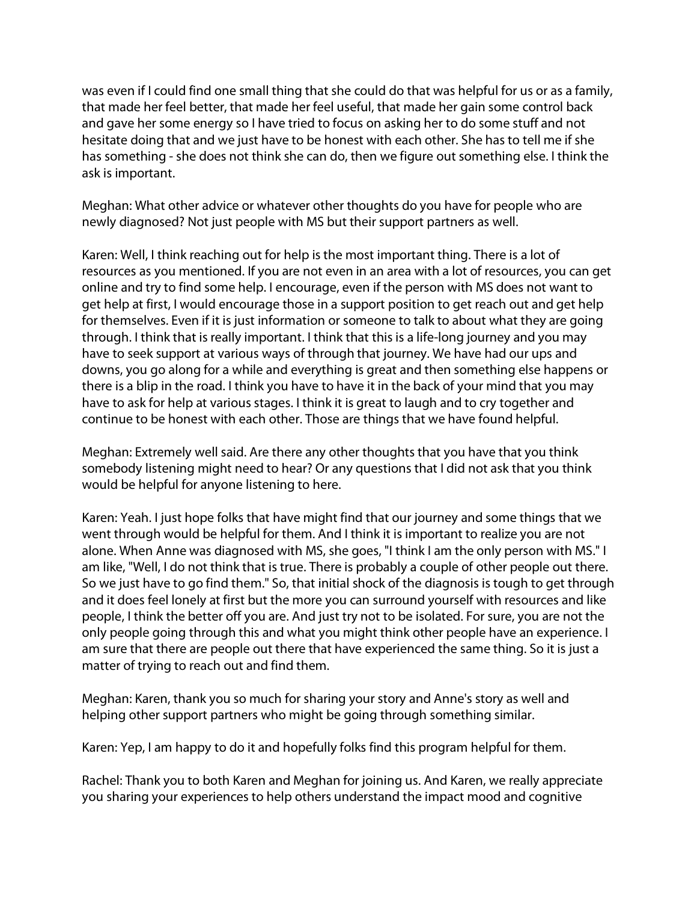was even if I could find one small thing that she could do that was helpful for us or as a family, that made her feel better, that made her feel useful, that made her gain some control back and gave her some energy so I have tried to focus on asking her to do some stuff and not hesitate doing that and we just have to be honest with each other. She has to tell me if she has something - she does not think she can do, then we figure out something else. I think the ask is important.

Meghan: What other advice or whatever other thoughts do you have for people who are newly diagnosed? Not just people with MS but their support partners as well.

Karen: Well, I think reaching out for help is the most important thing. There is a lot of resources as you mentioned. If you are not even in an area with a lot of resources, you can get online and try to find some help. I encourage, even if the person with MS does not want to get help at first, I would encourage those in a support position to get reach out and get help for themselves. Even if it is just information or someone to talk to about what they are going through. I think that is really important. I think that this is a life-long journey and you may have to seek support at various ways of through that journey. We have had our ups and downs, you go along for a while and everything is great and then something else happens or there is a blip in the road. I think you have to have it in the back of your mind that you may have to ask for help at various stages. I think it is great to laugh and to cry together and continue to be honest with each other. Those are things that we have found helpful.

Meghan: Extremely well said. Are there any other thoughts that you have that you think somebody listening might need to hear? Or any questions that I did not ask that you think would be helpful for anyone listening to here.

Karen: Yeah. I just hope folks that have might find that our journey and some things that we went through would be helpful for them. And I think it is important to realize you are not alone. When Anne was diagnosed with MS, she goes, "I think I am the only person with MS." I am like, "Well, I do not think that is true. There is probably a couple of other people out there. So we just have to go find them." So, that initial shock of the diagnosis is tough to get through and it does feel lonely at first but the more you can surround yourself with resources and like people, I think the better off you are. And just try not to be isolated. For sure, you are not the only people going through this and what you might think other people have an experience. I am sure that there are people out there that have experienced the same thing. So it is just a matter of trying to reach out and find them.

Meghan: Karen, thank you so much for sharing your story and Anne's story as well and helping other support partners who might be going through something similar.

Karen: Yep, I am happy to do it and hopefully folks find this program helpful for them.

Rachel: Thank you to both Karen and Meghan for joining us. And Karen, we really appreciate you sharing your experiences to help others understand the impact mood and cognitive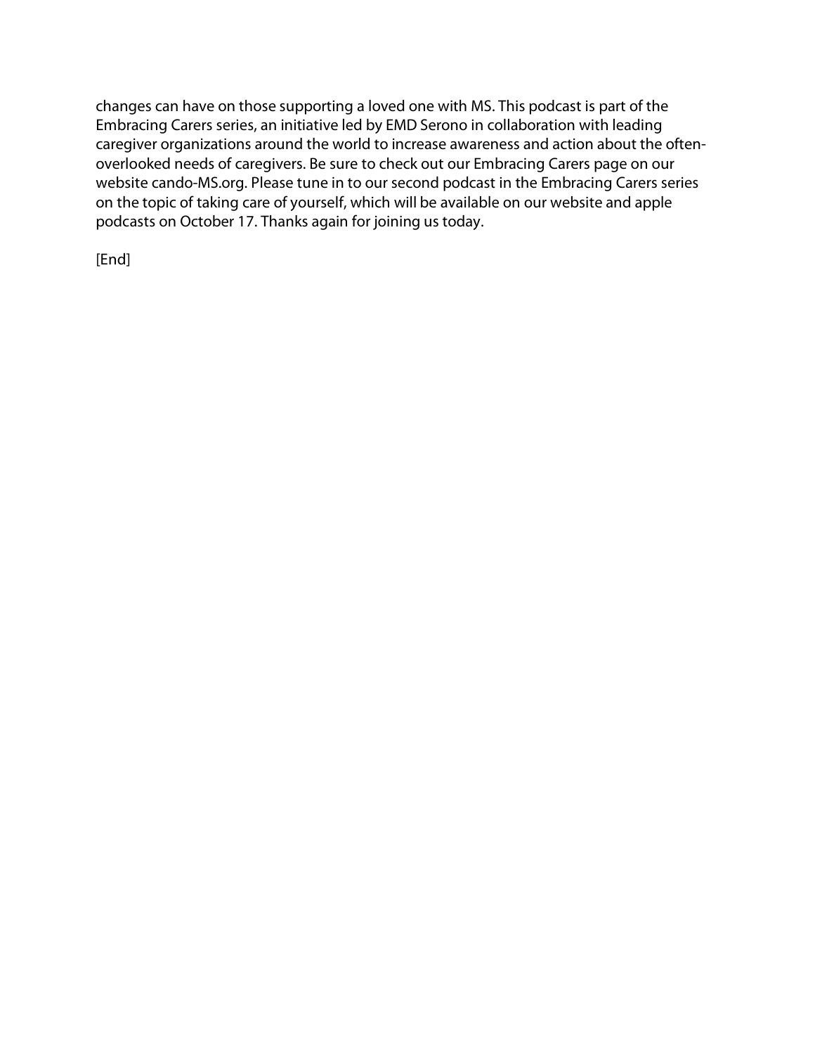changes can have on those supporting a loved one with MS. This podcast is part of the Embracing Carers series, an initiative led by EMD Serono in collaboration with leading caregiver organizations around the world to increase awareness and action about the often-overlooked needs of caregivers. Be sure to check out our Embracing Carers page on our website cando-MS.org. Please tune in to our second podcast in the Embracing Carers series on the topic of taking care of yourself, which will be available on our website and apple podcasts on October 17. Thanks again for joining us today.

[End]